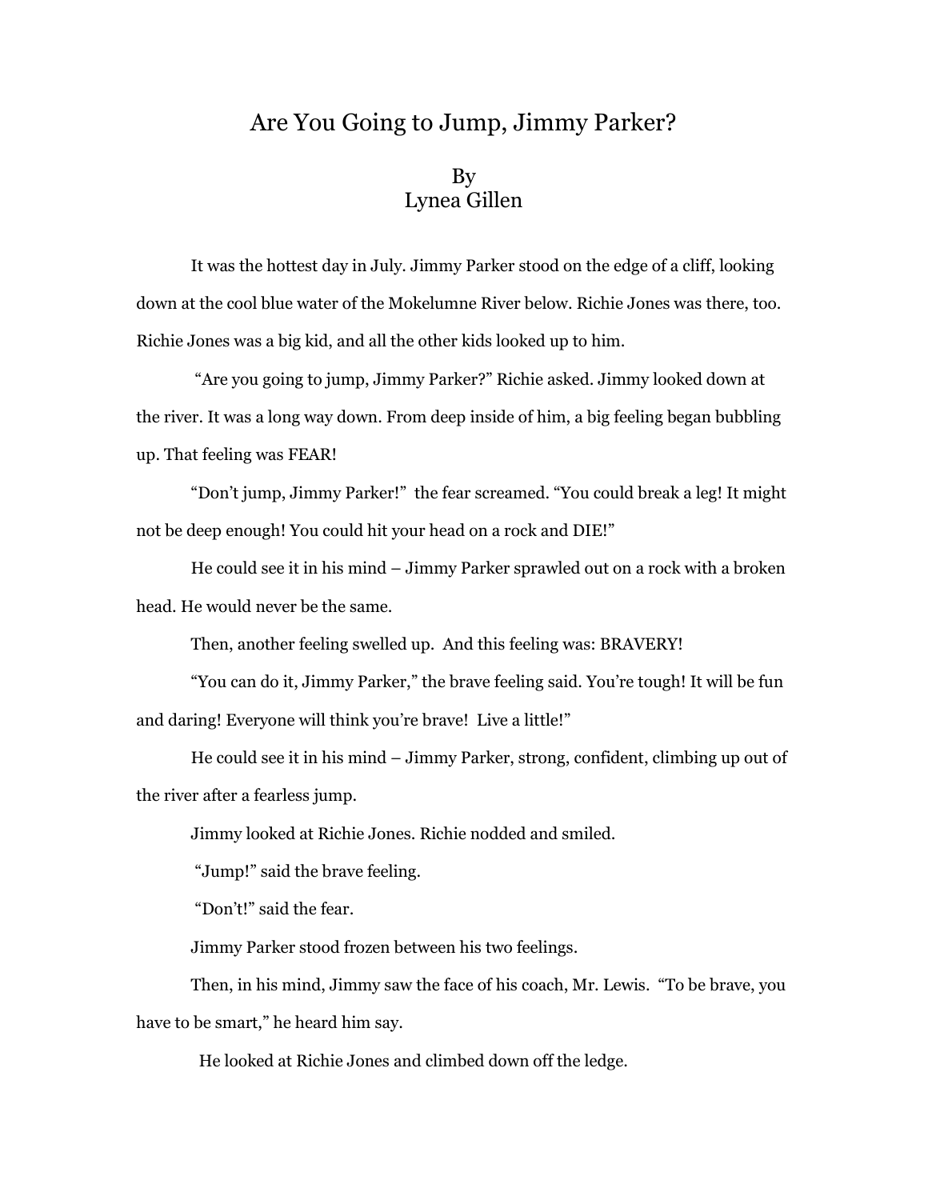# Are You Going to Jump, Jimmy Parker?

By
Lynea Gillen

It was the hottest day in July. Jimmy Parker stood on the edge of a cliff, looking down at the cool blue water of the Mokelumne River below. Richie Jones was there, too. Richie Jones was a big kid, and all the other kids looked up to him.

"Are you going to jump, Jimmy Parker?" Richie asked. Jimmy looked down at the river. It was a long way down. From deep inside of him, a big feeling began bubbling up. That feeling was FEAR!

"Don't jump, Jimmy Parker!" the fear screamed. "You could break a leg! It might not be deep enough! You could hit your head on a rock and DIE!"

He could see it in his mind – Jimmy Parker sprawled out on a rock with a broken head. He would never be the same.

Then, another feeling swelled up. And this feeling was: BRAVERY!

"You can do it, Jimmy Parker," the brave feeling said. You're tough! It will be fun and daring! Everyone will think you're brave! Live a little!"

He could see it in his mind – Jimmy Parker, strong, confident, climbing up out of the river after a fearless jump.

Jimmy looked at Richie Jones. Richie nodded and smiled.

"Jump!" said the brave feeling.

"Don't!" said the fear.

Jimmy Parker stood frozen between his two feelings.

Then, in his mind, Jimmy saw the face of his coach, Mr. Lewis. "To be brave, you have to be smart," he heard him say.

He looked at Richie Jones and climbed down off the ledge.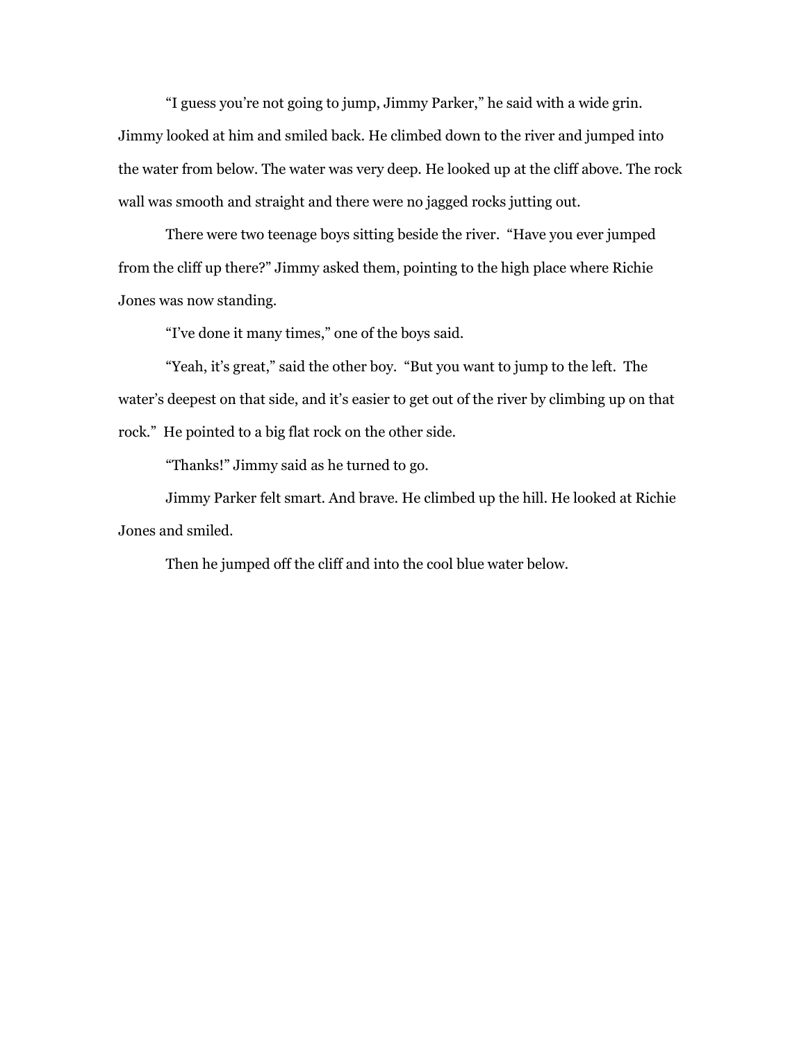"I guess you're not going to jump, Jimmy Parker," he said with a wide grin. Jimmy looked at him and smiled back. He climbed down to the river and jumped into the water from below. The water was very deep. He looked up at the cliff above. The rock wall was smooth and straight and there were no jagged rocks jutting out.

There were two teenage boys sitting beside the river. "Have you ever jumped from the cliff up there?" Jimmy asked them, pointing to the high place where Richie Jones was now standing.

"I've done it many times," one of the boys said.

"Yeah, it's great," said the other boy. "But you want to jump to the left. The water's deepest on that side, and it's easier to get out of the river by climbing up on that rock." He pointed to a big flat rock on the other side.

"Thanks!" Jimmy said as he turned to go.

Jimmy Parker felt smart. And brave. He climbed up the hill. He looked at Richie Jones and smiled.

Then he jumped off the cliff and into the cool blue water below.